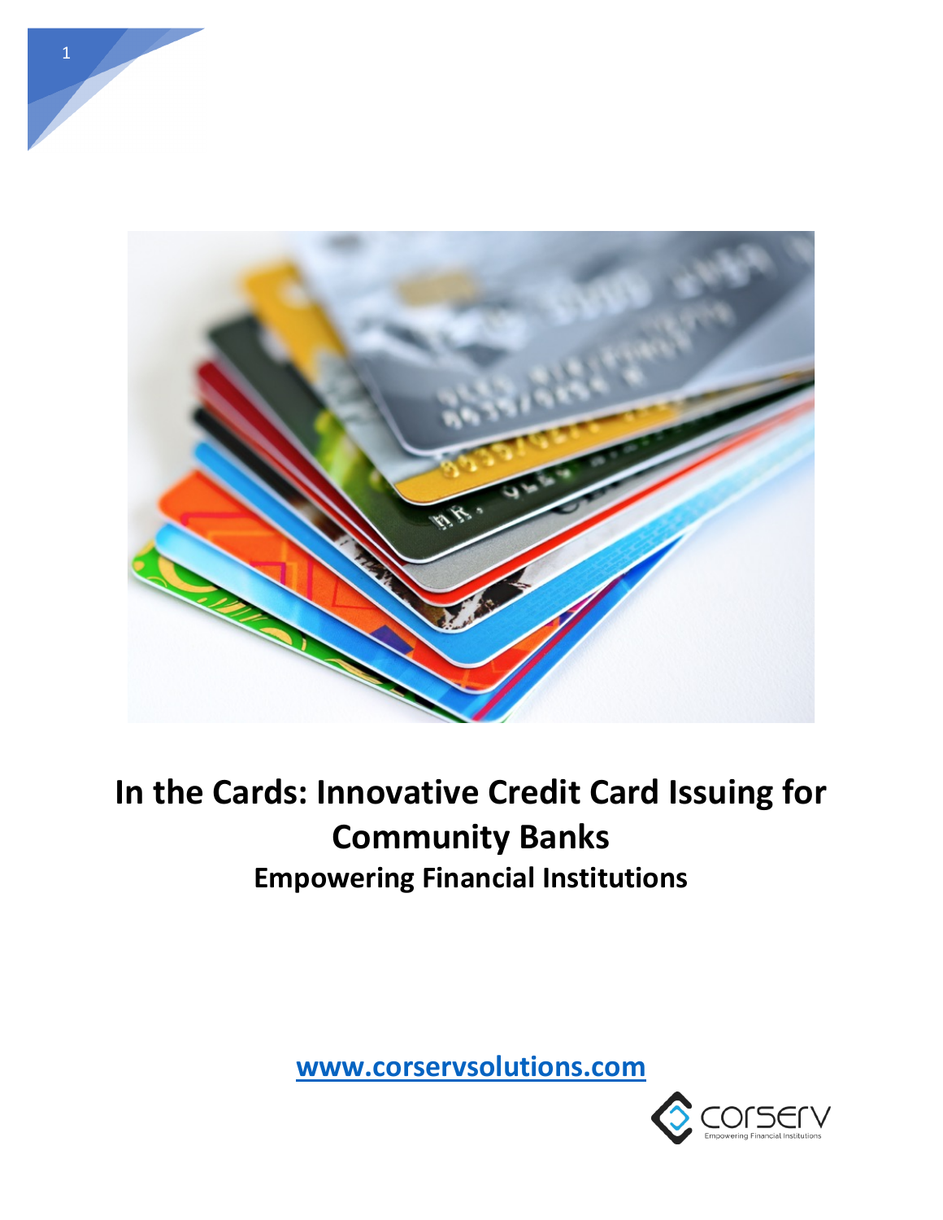# In the Cards: Innovative Credit Card Issuing for Community Banks

## Empowering Financial Institutions

www.corservsolutions.com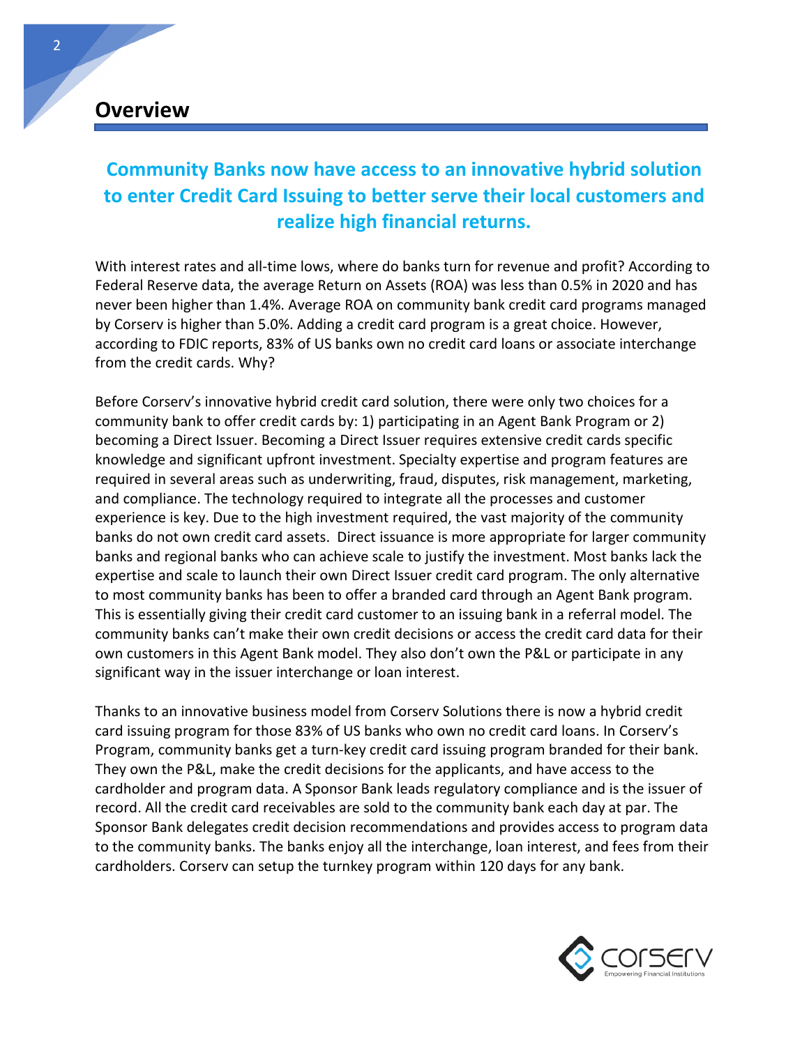## Overview

**Community Banks now have access to an innovative hybrid solution to enter Credit Card Issuing to better serve their local customers and realize high financial returns.**

With interest rates and all-time lows, where do banks turn for revenue and profit? According to Federal Reserve data, the average Return on Assets (ROA) was less than 0.5% in 2020 and has never been higher than 1.4%. Average ROA on community bank credit card programs managed by Corserv is higher than 5.0%. Adding a credit card program is a great choice. However, according to FDIC reports, 83% of US banks own no credit card loans or associate interchange from the credit cards. Why?

Before Corserv's innovative hybrid credit card solution, there were only two choices for a community bank to offer credit cards by: 1) participating in an Agent Bank Program or 2) becoming a Direct Issuer. Becoming a Direct Issuer requires extensive credit cards specific knowledge and significant upfront investment. Specialty expertise and program features are required in several areas such as underwriting, fraud, disputes, risk management, marketing, and compliance. The technology required to integrate all the processes and customer experience is key. Due to the high investment required, the vast majority of the community banks do not own credit card assets. Direct issuance is more appropriate for larger community banks and regional banks who can achieve scale to justify the investment. Most banks lack the expertise and scale to launch their own Direct Issuer credit card program. The only alternative to most community banks has been to offer a branded card through an Agent Bank program. This is essentially giving their credit card customer to an issuing bank in a referral model. The community banks can't make their own credit decisions or access the credit card data for their own customers in this Agent Bank model. They also don't own the P&L or participate in any significant way in the issuer interchange or loan interest.

Thanks to an innovative business model from Corserv Solutions there is now a hybrid credit card issuing program for those 83% of US banks who own no credit card loans. In Corserv's Program, community banks get a turn-key credit card issuing program branded for their bank. They own the P&L, make the credit decisions for the applicants, and have access to the cardholder and program data. A Sponsor Bank leads regulatory compliance and is the issuer of record. All the credit card receivables are sold to the community bank each day at par. The Sponsor Bank delegates credit decision recommendations and provides access to program data to the community banks. The banks enjoy all the interchange, loan interest, and fees from their cardholders. Corserv can setup the turnkey program within 120 days for any bank.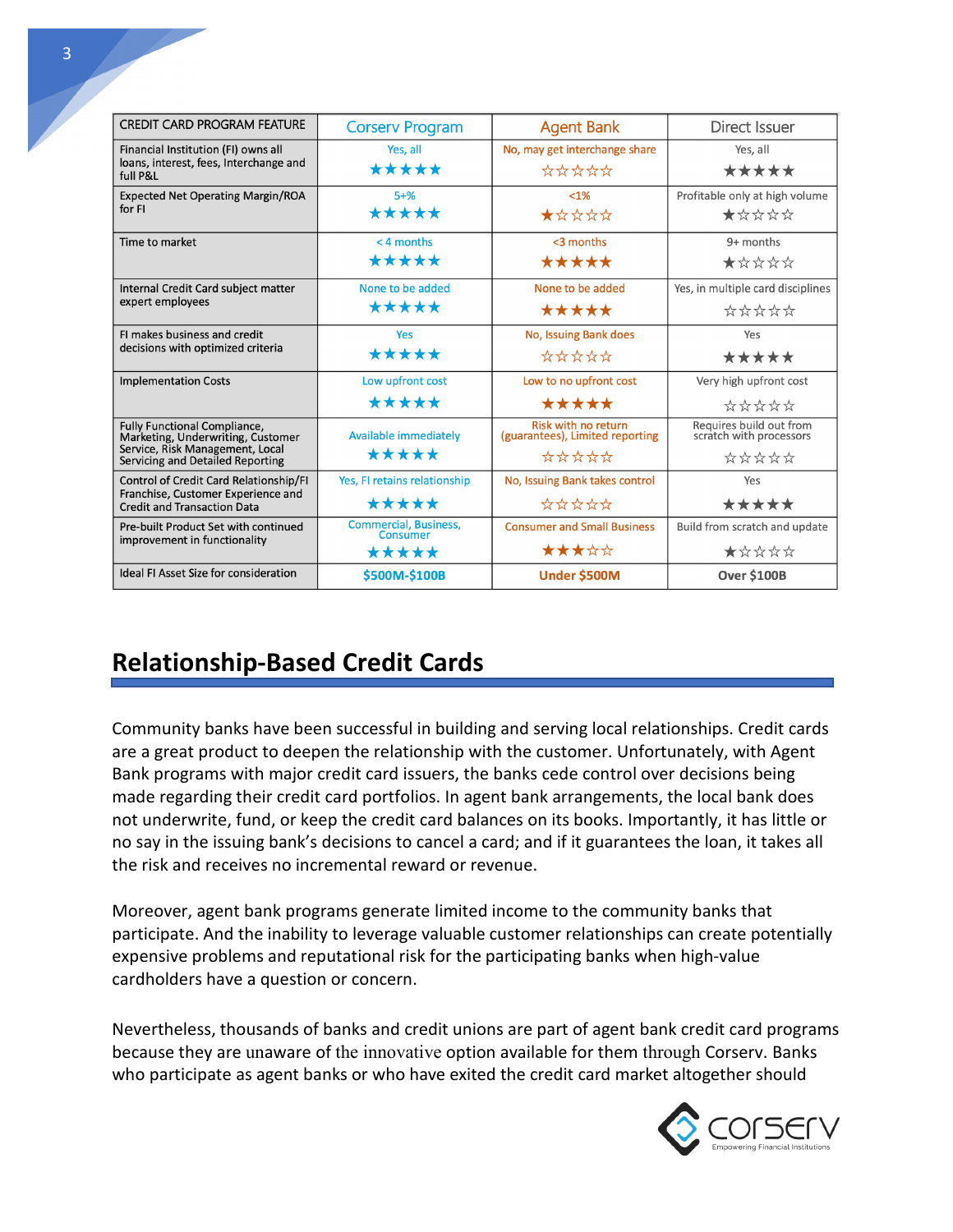| CREDIT CARD PROGRAM FEATURE | Corserv Program | Agent Bank | Direct Issuer |
|---|---|---|---|
| Financial Institution (FI) owns all loans, interest, fees, Interchange and full P&L | Yes, all ★★★★★ | No, may get interchange share ☆☆☆☆☆ | Yes, all ★★★★★ |
| Expected Net Operating Margin/ROA for FI | 5+% ★★★★★ | <1% ★☆☆☆☆ | Profitable only at high volume ★☆☆☆☆ |
| Time to market | < 4 months ★★★★★ | <3 months ★★★★★ | 9+ months ★☆☆☆☆ |
| Internal Credit Card subject matter expert employees | None to be added ★★★★★ | None to be added ★★★★★ | Yes, in multiple card disciplines ☆☆☆☆☆ |
| FI makes business and credit decisions with optimized criteria | Yes ★★★★★ | No, Issuing Bank does ☆☆☆☆☆ | Yes ★★★★★ |
| Implementation Costs | Low upfront cost ★★★★★ | Low to no upfront cost ★★★★★ | Very high upfront cost ☆☆☆☆☆ |
| Fully Functional Compliance, Marketing, Underwriting, Customer Service, Risk Management, Local Servicing and Detailed Reporting | Available immediately ★★★★★ | Risk with no return (guarantees), Limited reporting ☆☆☆☆☆ | Requires build out from scratch with processors ☆☆☆☆☆ |
| Control of Credit Card Relationship/FI Franchise, Customer Experience and Credit and Transaction Data | Yes, FI retains relationship ★★★★★ | No, Issuing Bank takes control ☆☆☆☆☆ | Yes ★★★★★ |
| Pre-built Product Set with continued improvement in functionality | Commercial, Business, Consumer ★★★★★ | Consumer and Small Business ★★★☆☆ | Build from scratch and update ★☆☆☆☆ |
| Ideal FI Asset Size for consideration | **$500M-$100B** | **Under $500M** | **Over $100B** |

## Relationship-Based Credit Cards

Community banks have been successful in building and serving local relationships. Credit cards are a great product to deepen the relationship with the customer. Unfortunately, with Agent Bank programs with major credit card issuers, the banks cede control over decisions being made regarding their credit card portfolios. In agent bank arrangements, the local bank does not underwrite, fund, or keep the credit card balances on its books. Importantly, it has little or no say in the issuing bank's decisions to cancel a card; and if it guarantees the loan, it takes all the risk and receives no incremental reward or revenue.

Moreover, agent bank programs generate limited income to the community banks that participate. And the inability to leverage valuable customer relationships can create potentially expensive problems and reputational risk for the participating banks when high-value cardholders have a question or concern.

Nevertheless, thousands of banks and credit unions are part of agent bank credit card programs because they are unaware of the innovative option available for them through Corserv. Banks who participate as agent banks or who have exited the credit card market altogether should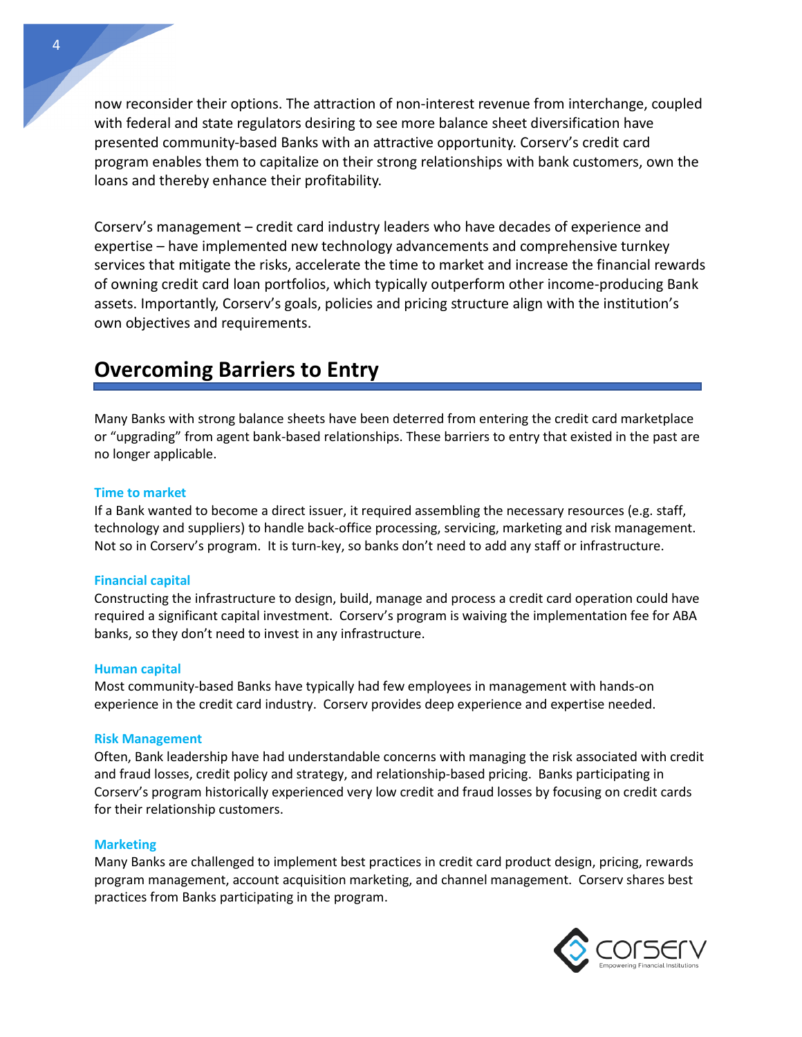now reconsider their options. The attraction of non-interest revenue from interchange, coupled with federal and state regulators desiring to see more balance sheet diversification have presented community-based Banks with an attractive opportunity. Corserv's credit card program enables them to capitalize on their strong relationships with bank customers, own the loans and thereby enhance their profitability.

Corserv's management – credit card industry leaders who have decades of experience and expertise – have implemented new technology advancements and comprehensive turnkey services that mitigate the risks, accelerate the time to market and increase the financial rewards of owning credit card loan portfolios, which typically outperform other income-producing Bank assets. Importantly, Corserv's goals, policies and pricing structure align with the institution's own objectives and requirements.

## Overcoming Barriers to Entry

Many Banks with strong balance sheets have been deterred from entering the credit card marketplace or "upgrading" from agent bank-based relationships. These barriers to entry that existed in the past are no longer applicable.

### Time to market

If a Bank wanted to become a direct issuer, it required assembling the necessary resources (e.g. staff, technology and suppliers) to handle back-office processing, servicing, marketing and risk management. Not so in Corserv's program. It is turn-key, so banks don't need to add any staff or infrastructure.

### Financial capital

Constructing the infrastructure to design, build, manage and process a credit card operation could have required a significant capital investment. Corserv's program is waiving the implementation fee for ABA banks, so they don't need to invest in any infrastructure.

### Human capital

Most community-based Banks have typically had few employees in management with hands-on experience in the credit card industry. Corserv provides deep experience and expertise needed.

### Risk Management

Often, Bank leadership have had understandable concerns with managing the risk associated with credit and fraud losses, credit policy and strategy, and relationship-based pricing. Banks participating in Corserv's program historically experienced very low credit and fraud losses by focusing on credit cards for their relationship customers.

### Marketing

Many Banks are challenged to implement best practices in credit card product design, pricing, rewards program management, account acquisition marketing, and channel management. Corserv shares best practices from Banks participating in the program.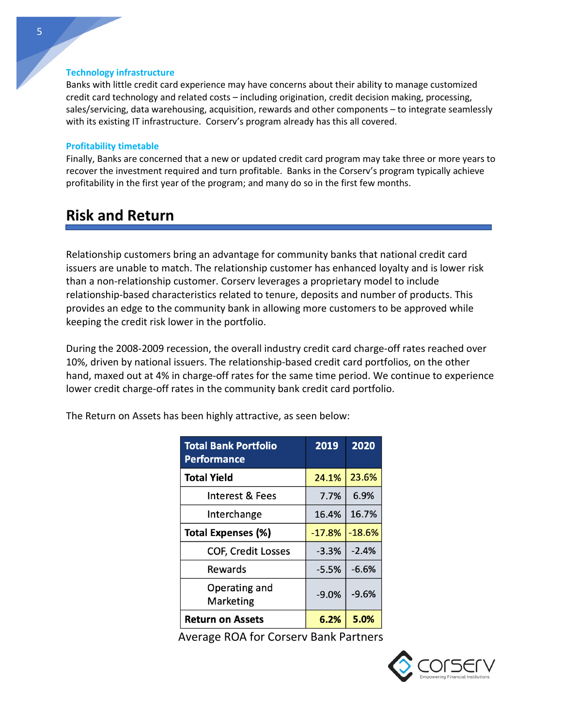### Technology infrastructure

Banks with little credit card experience may have concerns about their ability to manage customized credit card technology and related costs – including origination, credit decision making, processing, sales/servicing, data warehousing, acquisition, rewards and other components – to integrate seamlessly with its existing IT infrastructure. Corserv's program already has this all covered.

### Profitability timetable

Finally, Banks are concerned that a new or updated credit card program may take three or more years to recover the investment required and turn profitable. Banks in the Corserv's program typically achieve profitability in the first year of the program; and many do so in the first few months.

## Risk and Return

Relationship customers bring an advantage for community banks that national credit card issuers are unable to match. The relationship customer has enhanced loyalty and is lower risk than a non-relationship customer. Corserv leverages a proprietary model to include relationship-based characteristics related to tenure, deposits and number of products. This provides an edge to the community bank in allowing more customers to be approved while keeping the credit risk lower in the portfolio.

During the 2008-2009 recession, the overall industry credit card charge-off rates reached over 10%, driven by national issuers. The relationship-based credit card portfolios, on the other hand, maxed out at 4% in charge-off rates for the same time period. We continue to experience lower credit charge-off rates in the community bank credit card portfolio.

The Return on Assets has been highly attractive, as seen below:

| Total Bank Portfolio Performance | 2019 | 2020 |
|---|---|---|
| **Total Yield** | 24.1% | 23.6% |
| Interest & Fees | 7.7% | 6.9% |
| Interchange | 16.4% | 16.7% |
| **Total Expenses (%)** | -17.8% | -18.6% |
| COF, Credit Losses | -3.3% | -2.4% |
| Rewards | -5.5% | -6.6% |
| Operating and Marketing | -9.0% | -9.6% |
| **Return on Assets** | **6.2%** | **5.0%** |

Average ROA for Corserv Bank Partners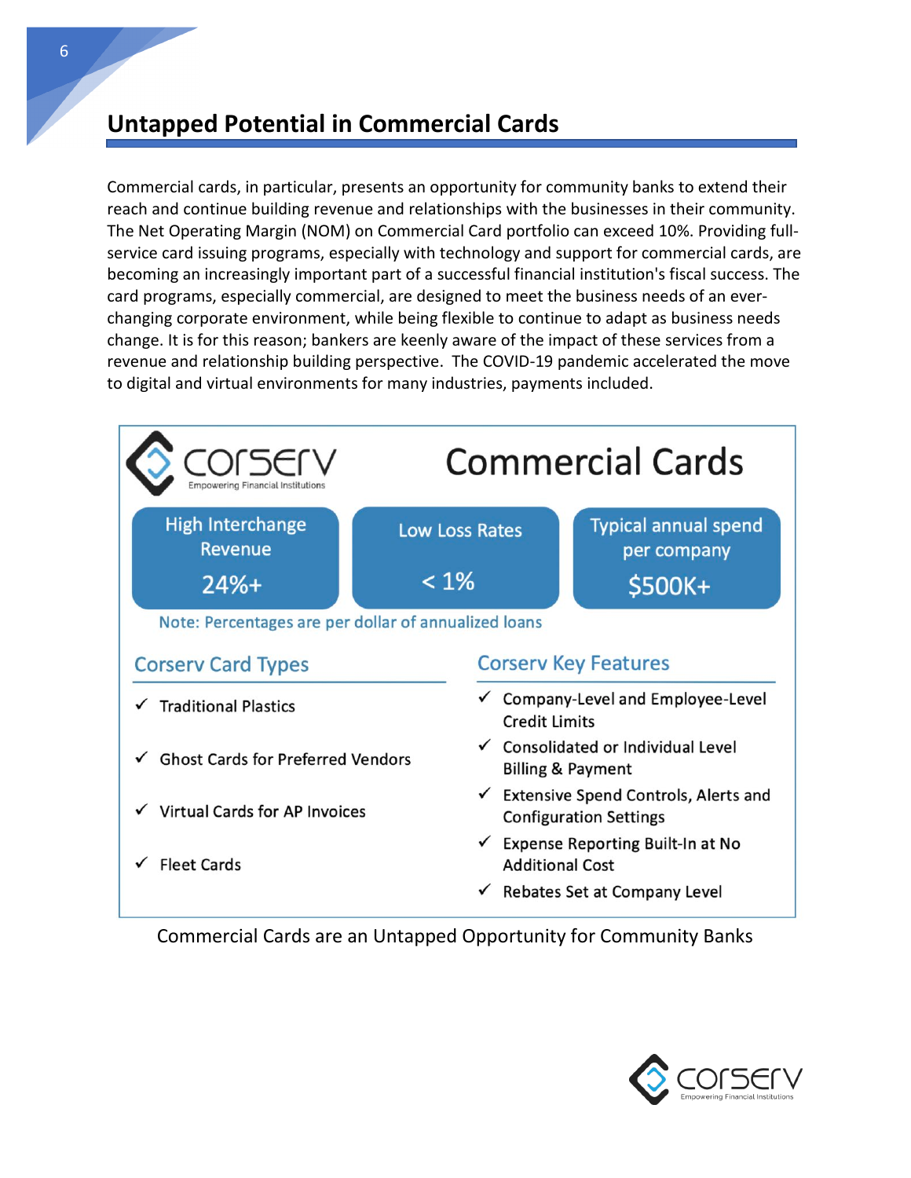## Untapped Potential in Commercial Cards

Commercial cards, in particular, presents an opportunity for community banks to extend their reach and continue building revenue and relationships with the businesses in their community. The Net Operating Margin (NOM) on Commercial Card portfolio can exceed 10%. Providing full-service card issuing programs, especially with technology and support for commercial cards, are becoming an increasingly important part of a successful financial institution's fiscal success. The card programs, especially commercial, are designed to meet the business needs of an ever-changing corporate environment, while being flexible to continue to adapt as business needs change. It is for this reason; bankers are keenly aware of the impact of these services from a revenue and relationship building perspective. The COVID-19 pandemic accelerated the move to digital and virtual environments for many industries, payments included.

### Commercial Cards

corserv — Empowering Financial Institutions

| High Interchange Revenue | Low Loss Rates | Typical annual spend per company |
| --- | --- | --- |
| 24%+ | < 1% | $500K+ |

Note: Percentages are per dollar of annualized loans

**Corserv Card Types**

- ✓ Traditional Plastics
- ✓ Ghost Cards for Preferred Vendors
- ✓ Virtual Cards for AP Invoices
- ✓ Fleet Cards

**Corserv Key Features**

- ✓ Company-Level and Employee-Level Credit Limits
- ✓ Consolidated or Individual Level Billing & Payment
- ✓ Extensive Spend Controls, Alerts and Configuration Settings
- ✓ Expense Reporting Built-In at No Additional Cost
- ✓ Rebates Set at Company Level

Commercial Cards are an Untapped Opportunity for Community Banks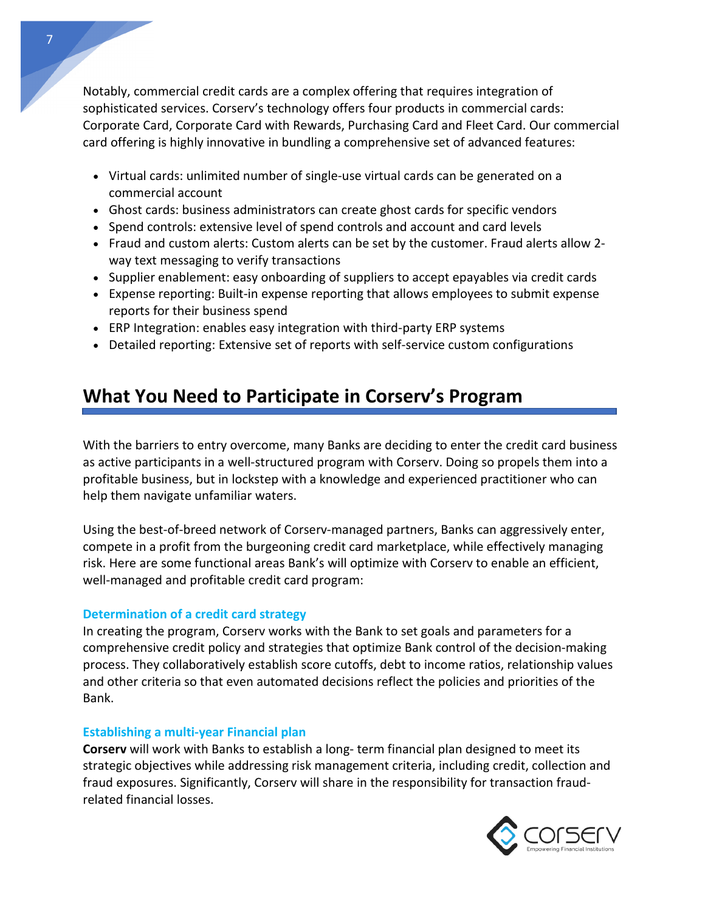Notably, commercial credit cards are a complex offering that requires integration of sophisticated services. Corserv's technology offers four products in commercial cards: Corporate Card, Corporate Card with Rewards, Purchasing Card and Fleet Card. Our commercial card offering is highly innovative in bundling a comprehensive set of advanced features:

- Virtual cards: unlimited number of single-use virtual cards can be generated on a commercial account
- Ghost cards: business administrators can create ghost cards for specific vendors
- Spend controls: extensive level of spend controls and account and card levels
- Fraud and custom alerts: Custom alerts can be set by the customer. Fraud alerts allow 2-way text messaging to verify transactions
- Supplier enablement: easy onboarding of suppliers to accept epayables via credit cards
- Expense reporting: Built-in expense reporting that allows employees to submit expense reports for their business spend
- ERP Integration: enables easy integration with third-party ERP systems
- Detailed reporting: Extensive set of reports with self-service custom configurations

## What You Need to Participate in Corserv's Program

With the barriers to entry overcome, many Banks are deciding to enter the credit card business as active participants in a well-structured program with Corserv. Doing so propels them into a profitable business, but in lockstep with a knowledge and experienced practitioner who can help them navigate unfamiliar waters.

Using the best-of-breed network of Corserv-managed partners, Banks can aggressively enter, compete in a profit from the burgeoning credit card marketplace, while effectively managing risk. Here are some functional areas Bank's will optimize with Corserv to enable an efficient, well-managed and profitable credit card program:

### Determination of a credit card strategy

In creating the program, Corserv works with the Bank to set goals and parameters for a comprehensive credit policy and strategies that optimize Bank control of the decision-making process. They collaboratively establish score cutoffs, debt to income ratios, relationship values and other criteria so that even automated decisions reflect the policies and priorities of the Bank.

### Establishing a multi-year Financial plan

**Corserv** will work with Banks to establish a long- term financial plan designed to meet its strategic objectives while addressing risk management criteria, including credit, collection and fraud exposures. Significantly, Corserv will share in the responsibility for transaction fraud-related financial losses.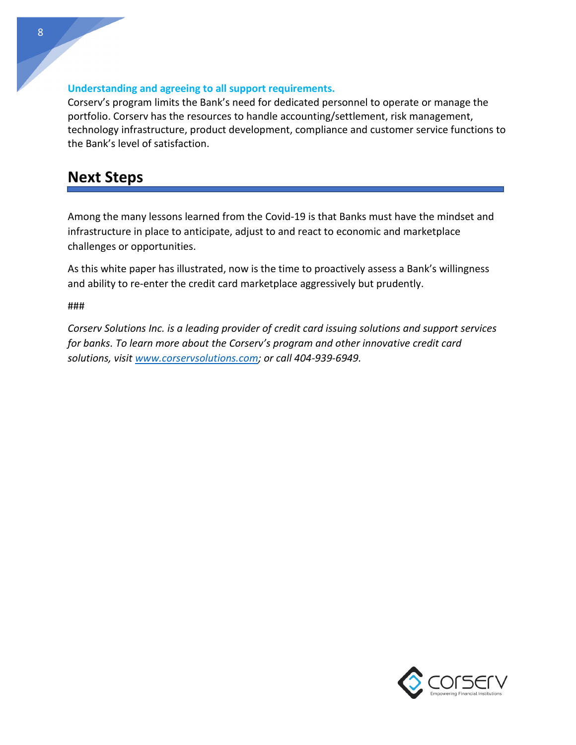**Understanding and agreeing to all support requirements.**
Corserv's program limits the Bank's need for dedicated personnel to operate or manage the portfolio. Corserv has the resources to handle accounting/settlement, risk management, technology infrastructure, product development, compliance and customer service functions to the Bank's level of satisfaction.

## Next Steps

Among the many lessons learned from the Covid-19 is that Banks must have the mindset and infrastructure in place to anticipate, adjust to and react to economic and marketplace challenges or opportunities.

As this white paper has illustrated, now is the time to proactively assess a Bank's willingness and ability to re-enter the credit card marketplace aggressively but prudently.

###

*Corserv Solutions Inc. is a leading provider of credit card issuing solutions and support services for banks. To learn more about the Corserv's program and other innovative credit card solutions, visit [www.corservsolutions.com](http://www.corservsolutions.com); or call 404-939-6949.*

corserv
Empowering Financial Institutions